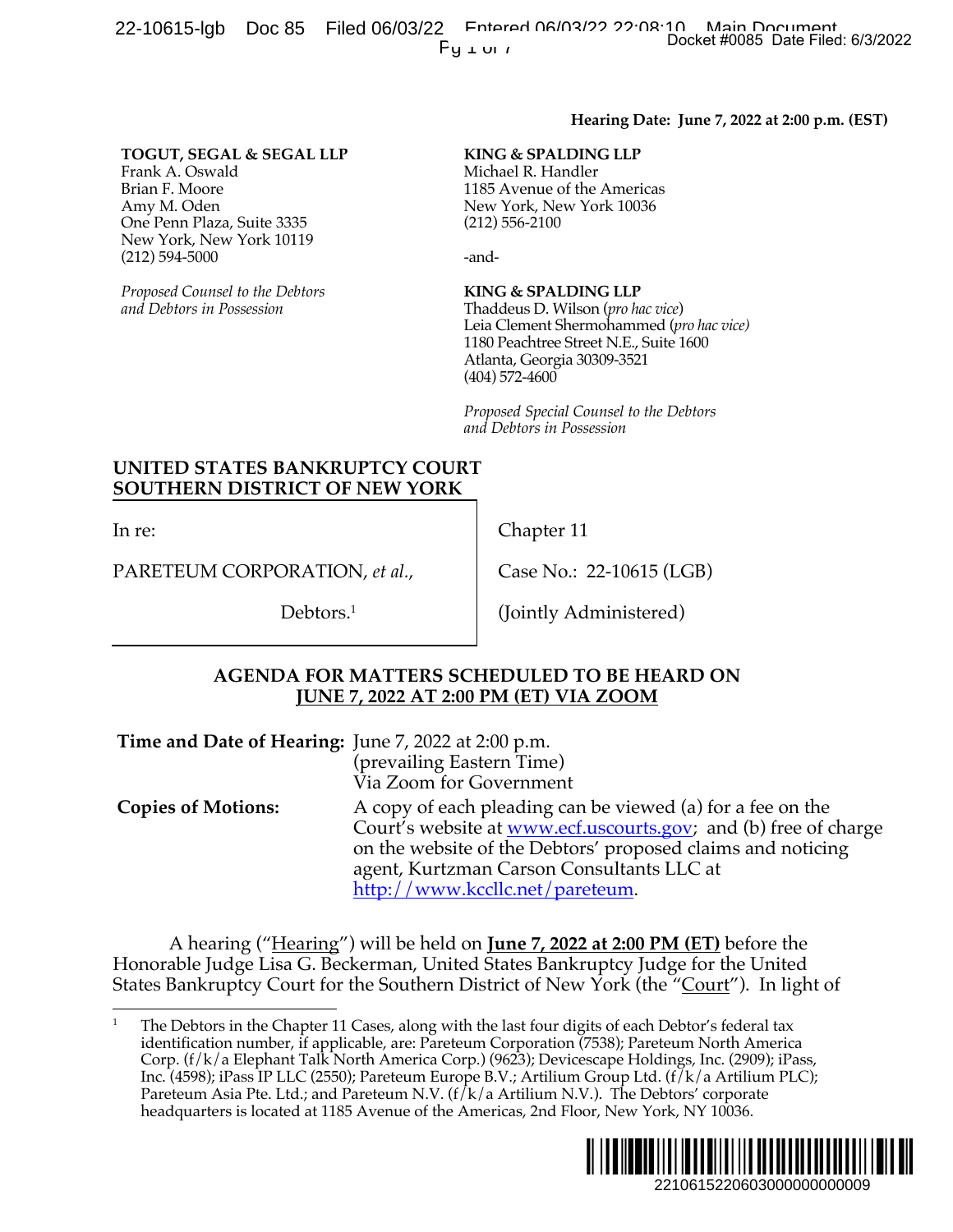**Hearing Date: June 7, 2022 at 2:00 p.m. (EST)**

**TOGUT, SEGAL & SEGAL LLP**
Frank A. Oswald
Brian F. Moore
Amy M. Oden
One Penn Plaza, Suite 3335
New York, New York 10119
(212) 594-5000

*Proposed Counsel to the Debtors and Debtors in Possession*

**KING & SPALDING LLP**
Michael R. Handler
1185 Avenue of the Americas
New York, New York 10036
(212) 556-2100

-and-

**KING & SPALDING LLP**
Thaddeus D. Wilson (*pro hac vice*)
Leia Clement Shermohammed (*pro hac vice*)
1180 Peachtree Street N.E., Suite 1600
Atlanta, Georgia 30309-3521
(404) 572-4600

*Proposed Special Counsel to the Debtors and Debtors in Possession*

**UNITED STATES BANKRUPTCY COURT**
**SOUTHERN DISTRICT OF NEW YORK**

| | |
|---|---|
| In re: | Chapter 11 |
| PARETEUM CORPORATION, *et al.*, | Case No.: 22-10615 (LGB) |
| Debtors.[1] | (Jointly Administered) |

**AGENDA FOR MATTERS SCHEDULED TO BE HEARD ON JUNE 7, 2022 AT 2:00 PM (ET) VIA ZOOM**

| | |
|---|---|
| **Time and Date of Hearing:** | June 7, 2022 at 2:00 p.m. (prevailing Eastern Time) Via Zoom for Government |
| **Copies of Motions:** | A copy of each pleading can be viewed (a) for a fee on the Court's website at www.ecf.uscourts.gov; and (b) free of charge on the website of the Debtors' proposed claims and noticing agent, Kurtzman Carson Consultants LLC at http://www.kccllc.net/pareteum. |

A hearing ("Hearing") will be held on **June 7, 2022 at 2:00 PM (ET)** before the Honorable Judge Lisa G. Beckerman, United States Bankruptcy Judge for the United States Bankruptcy Court for the Southern District of New York (the "Court"). In light of

[1] The Debtors in the Chapter 11 Cases, along with the last four digits of each Debtor's federal tax identification number, if applicable, are: Pareteum Corporation (7538); Pareteum North America Corp. (f/k/a Elephant Talk North America Corp.) (9623); Devicescape Holdings, Inc. (2909); iPass, Inc. (4598); iPass IP LLC (2550); Pareteum Europe B.V.; Artilium Group Ltd. (f/k/a Artilium PLC); Pareteum Asia Pte. Ltd.; and Pareteum N.V. (f/k/a Artilium N.V.). The Debtors' corporate headquarters is located at 1185 Avenue of the Americas, 2nd Floor, New York, NY 10036.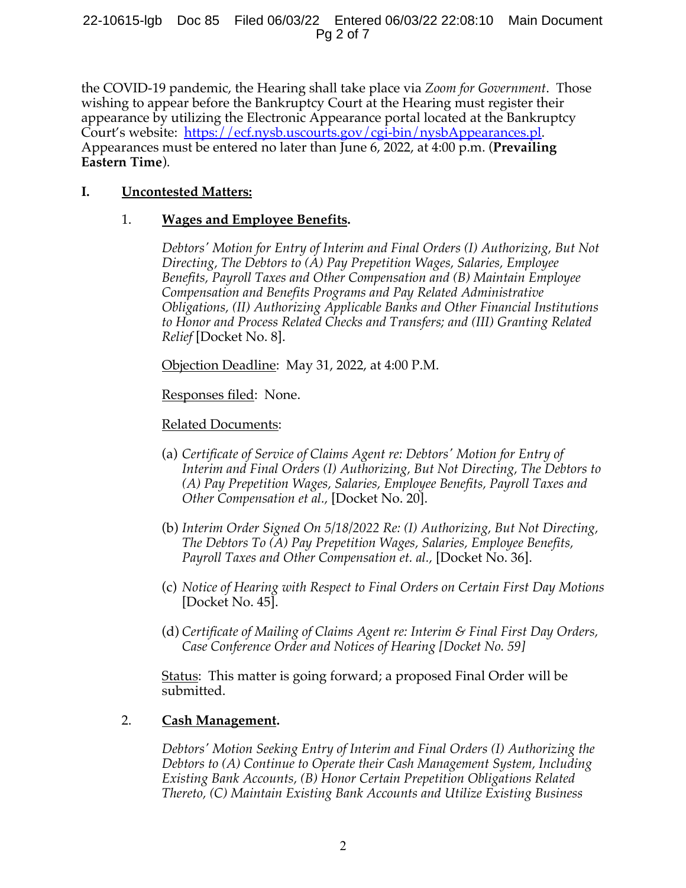the COVID-19 pandemic, the Hearing shall take place via *Zoom for Government*. Those wishing to appear before the Bankruptcy Court at the Hearing must register their appearance by utilizing the Electronic Appearance portal located at the Bankruptcy Court's website: https://ecf.nysb.uscourts.gov/cgi-bin/nysbAppearances.pl. Appearances must be entered no later than June 6, 2022, at 4:00 p.m. (**Prevailing Eastern Time**).

## I. Uncontested Matters:

### 1. Wages and Employee Benefits.

*Debtors' Motion for Entry of Interim and Final Orders (I) Authorizing, But Not Directing, The Debtors to (A) Pay Prepetition Wages, Salaries, Employee Benefits, Payroll Taxes and Other Compensation and (B) Maintain Employee Compensation and Benefits Programs and Pay Related Administrative Obligations, (II) Authorizing Applicable Banks and Other Financial Institutions to Honor and Process Related Checks and Transfers; and (III) Granting Related Relief* [Docket No. 8].

Objection Deadline: May 31, 2022, at 4:00 P.M.

Responses filed: None.

Related Documents:

(a) *Certificate of Service of Claims Agent re: Debtors' Motion for Entry of Interim and Final Orders (I) Authorizing, But Not Directing, The Debtors to (A) Pay Prepetition Wages, Salaries, Employee Benefits, Payroll Taxes and Other Compensation et al.,* [Docket No. 20].

(b) *Interim Order Signed On 5/18/2022 Re: (I) Authorizing, But Not Directing, The Debtors To (A) Pay Prepetition Wages, Salaries, Employee Benefits, Payroll Taxes and Other Compensation et. al.,* [Docket No. 36].

(c) *Notice of Hearing with Respect to Final Orders on Certain First Day Motions* [Docket No. 45].

(d) *Certificate of Mailing of Claims Agent re: Interim & Final First Day Orders, Case Conference Order and Notices of Hearing [Docket No. 59]*

Status: This matter is going forward; a proposed Final Order will be submitted.

### 2. Cash Management.

*Debtors' Motion Seeking Entry of Interim and Final Orders (I) Authorizing the Debtors to (A) Continue to Operate their Cash Management System, Including Existing Bank Accounts, (B) Honor Certain Prepetition Obligations Related Thereto, (C) Maintain Existing Bank Accounts and Utilize Existing Business*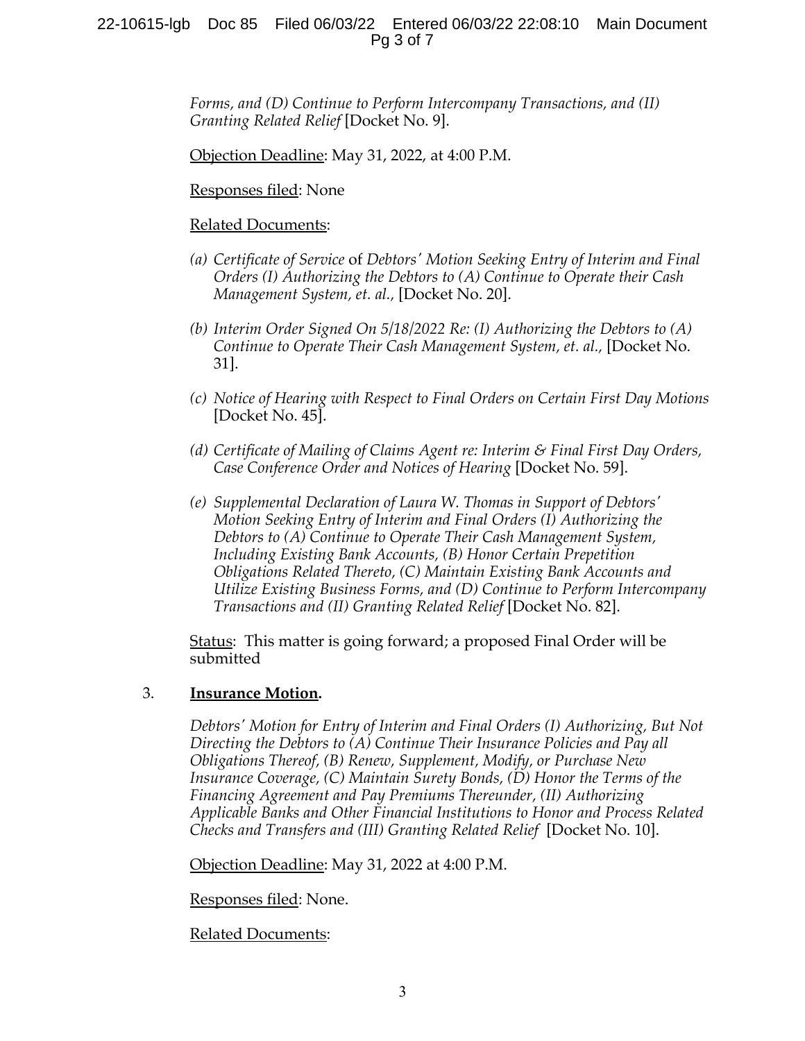*Forms, and (D) Continue to Perform Intercompany Transactions, and (II) Granting Related Relief* [Docket No. 9].

<u>Objection Deadline</u>: May 31, 2022, at 4:00 P.M.

<u>Responses filed</u>: None

<u>Related Documents</u>:

(a) *Certificate of Service* of *Debtors' Motion Seeking Entry of Interim and Final Orders (I) Authorizing the Debtors to (A) Continue to Operate their Cash Management System, et. al.,* [Docket No. 20].

(b) *Interim Order Signed On 5/18/2022 Re: (I) Authorizing the Debtors to (A) Continue to Operate Their Cash Management System, et. al.*, [Docket No. 31].

(c) *Notice of Hearing with Respect to Final Orders on Certain First Day Motions* [Docket No. 45].

(d) *Certificate of Mailing of Claims Agent re: Interim & Final First Day Orders, Case Conference Order and Notices of Hearing* [Docket No. 59].

(e) *Supplemental Declaration of Laura W. Thomas in Support of Debtors' Motion Seeking Entry of Interim and Final Orders (I) Authorizing the Debtors to (A) Continue to Operate Their Cash Management System, Including Existing Bank Accounts, (B) Honor Certain Prepetition Obligations Related Thereto, (C) Maintain Existing Bank Accounts and Utilize Existing Business Forms, and (D) Continue to Perform Intercompany Transactions and (II) Granting Related Relief* [Docket No. 82].

<u>Status</u>: This matter is going forward; a proposed Final Order will be submitted

3. **<u>Insurance Motion</u>.**

*Debtors' Motion for Entry of Interim and Final Orders (I) Authorizing, But Not Directing the Debtors to (A) Continue Their Insurance Policies and Pay all Obligations Thereof, (B) Renew, Supplement, Modify, or Purchase New Insurance Coverage, (C) Maintain Surety Bonds, (D) Honor the Terms of the Financing Agreement and Pay Premiums Thereunder, (II) Authorizing Applicable Banks and Other Financial Institutions to Honor and Process Related Checks and Transfers and (III) Granting Related Relief* [Docket No. 10].

<u>Objection Deadline</u>: May 31, 2022 at 4:00 P.M.

<u>Responses filed</u>: None.

<u>Related Documents</u>: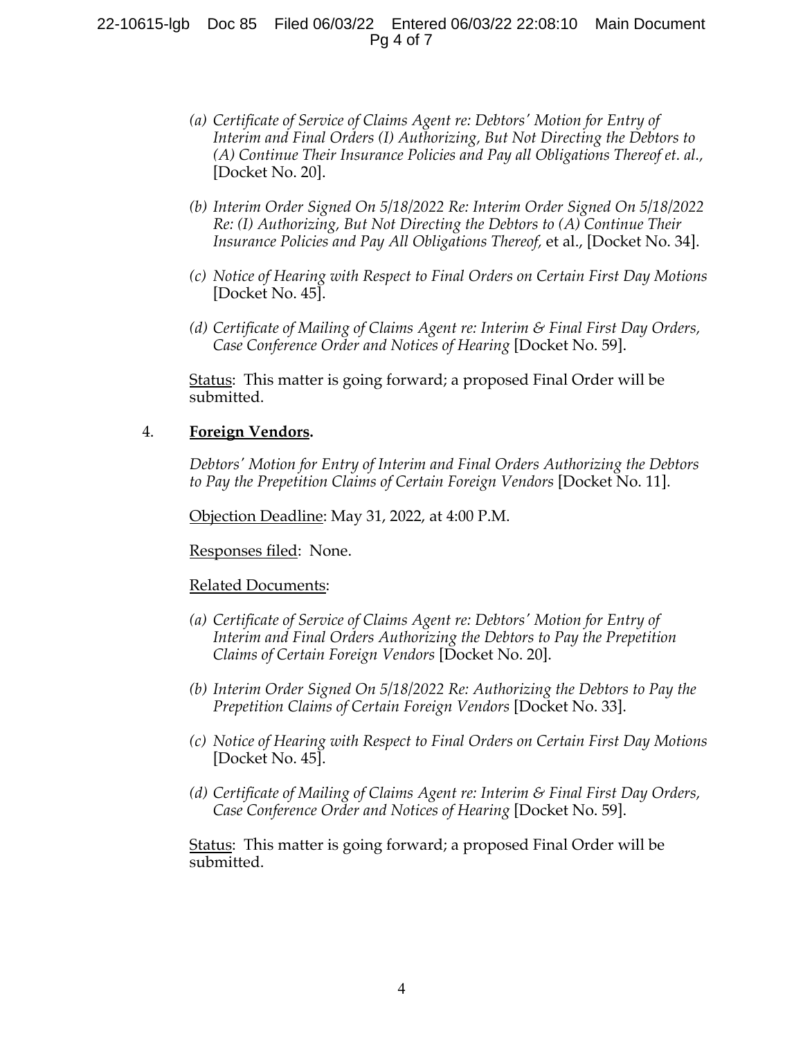*(a) Certificate of Service of Claims Agent re: Debtors' Motion for Entry of Interim and Final Orders (I) Authorizing, But Not Directing the Debtors to (A) Continue Their Insurance Policies and Pay all Obligations Thereof et. al.,* [Docket No. 20].

*(b) Interim Order Signed On 5/18/2022 Re: Interim Order Signed On 5/18/2022 Re: (I) Authorizing, But Not Directing the Debtors to (A) Continue Their Insurance Policies and Pay All Obligations Thereof,* et al., [Docket No. 34].

*(c) Notice of Hearing with Respect to Final Orders on Certain First Day Motions* [Docket No. 45].

*(d) Certificate of Mailing of Claims Agent re: Interim & Final First Day Orders, Case Conference Order and Notices of Hearing* [Docket No. 59].

Status: This matter is going forward; a proposed Final Order will be submitted.

4. **Foreign Vendors.**

*Debtors' Motion for Entry of Interim and Final Orders Authorizing the Debtors to Pay the Prepetition Claims of Certain Foreign Vendors* [Docket No. 11].

Objection Deadline: May 31, 2022, at 4:00 P.M.

Responses filed: None.

Related Documents:

*(a) Certificate of Service of Claims Agent re: Debtors' Motion for Entry of Interim and Final Orders Authorizing the Debtors to Pay the Prepetition Claims of Certain Foreign Vendors* [Docket No. 20].

*(b) Interim Order Signed On 5/18/2022 Re: Authorizing the Debtors to Pay the Prepetition Claims of Certain Foreign Vendors* [Docket No. 33].

*(c) Notice of Hearing with Respect to Final Orders on Certain First Day Motions* [Docket No. 45].

*(d) Certificate of Mailing of Claims Agent re: Interim & Final First Day Orders, Case Conference Order and Notices of Hearing* [Docket No. 59].

Status: This matter is going forward; a proposed Final Order will be submitted.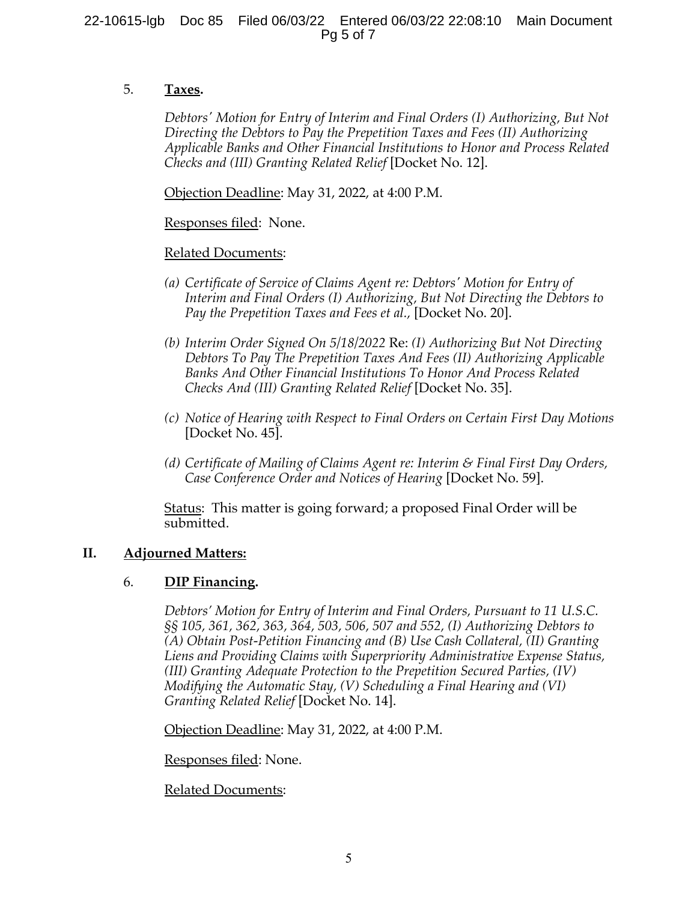5. **Taxes.**

   *Debtors' Motion for Entry of Interim and Final Orders (I) Authorizing, But Not Directing the Debtors to Pay the Prepetition Taxes and Fees (II) Authorizing Applicable Banks and Other Financial Institutions to Honor and Process Related Checks and (III) Granting Related Relief* [Docket No. 12].

   Objection Deadline: May 31, 2022, at 4:00 P.M.

   Responses filed: None.

   Related Documents:

   (a) *Certificate of Service of Claims Agent re: Debtors' Motion for Entry of Interim and Final Orders (I) Authorizing, But Not Directing the Debtors to Pay the Prepetition Taxes and Fees et al.*, [Docket No. 20].

   (b) *Interim Order Signed On 5/18/2022* Re: *(I) Authorizing But Not Directing Debtors To Pay The Prepetition Taxes And Fees (II) Authorizing Applicable Banks And Other Financial Institutions To Honor And Process Related Checks And (III) Granting Related Relief* [Docket No. 35].

   (c) *Notice of Hearing with Respect to Final Orders on Certain First Day Motions* [Docket No. 45].

   (d) *Certificate of Mailing of Claims Agent re: Interim & Final First Day Orders, Case Conference Order and Notices of Hearing* [Docket No. 59].

   Status: This matter is going forward; a proposed Final Order will be submitted.

## II. Adjourned Matters:

6. **DIP Financing.**

   *Debtors' Motion for Entry of Interim and Final Orders, Pursuant to 11 U.S.C. §§ 105, 361, 362, 363, 364, 503, 506, 507 and 552, (I) Authorizing Debtors to (A) Obtain Post-Petition Financing and (B) Use Cash Collateral, (II) Granting Liens and Providing Claims with Superpriority Administrative Expense Status, (III) Granting Adequate Protection to the Prepetition Secured Parties, (IV) Modifying the Automatic Stay, (V) Scheduling a Final Hearing and (VI) Granting Related Relief* [Docket No. 14].

   Objection Deadline: May 31, 2022, at 4:00 P.M.

   Responses filed: None.

   Related Documents: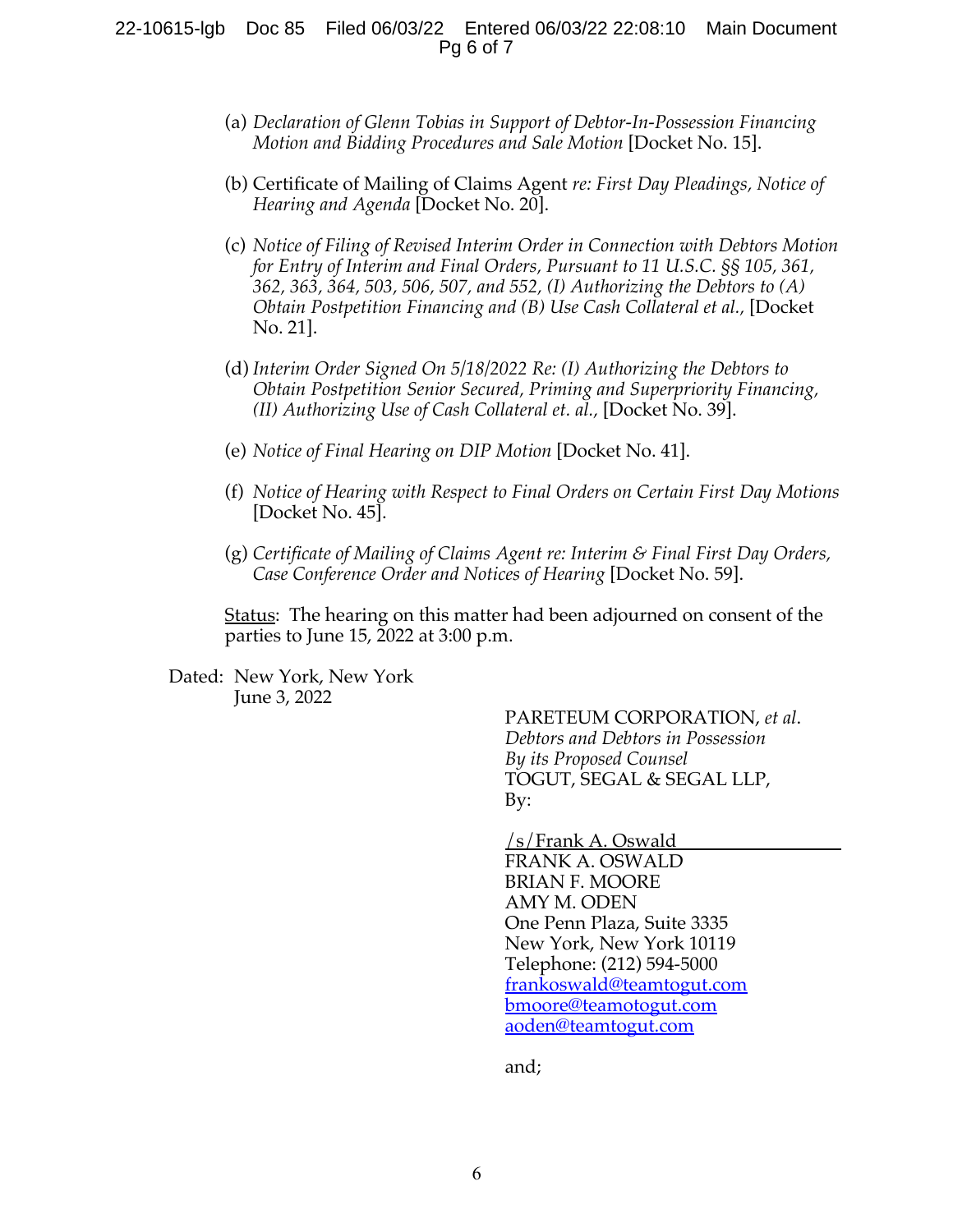(a) *Declaration of Glenn Tobias in Support of Debtor-In-Possession Financing Motion and Bidding Procedures and Sale Motion* [Docket No. 15].

(b) Certificate of Mailing of Claims Agent *re: First Day Pleadings, Notice of Hearing and Agenda* [Docket No. 20].

(c) *Notice of Filing of Revised Interim Order in Connection with Debtors Motion for Entry of Interim and Final Orders, Pursuant to 11 U.S.C. §§ 105, 361, 362, 363, 364, 503, 506, 507, and 552, (I) Authorizing the Debtors to (A) Obtain Postpetition Financing and (B) Use Cash Collateral et al.*, [Docket No. 21].

(d) *Interim Order Signed On 5/18/2022 Re: (I) Authorizing the Debtors to Obtain Postpetition Senior Secured, Priming and Superpriority Financing, (II) Authorizing Use of Cash Collateral et. al.*, [Docket No. 39].

(e) *Notice of Final Hearing on DIP Motion* [Docket No. 41].

(f) *Notice of Hearing with Respect to Final Orders on Certain First Day Motions* [Docket No. 45].

(g) *Certificate of Mailing of Claims Agent re: Interim & Final First Day Orders, Case Conference Order and Notices of Hearing* [Docket No. 59].

Status: The hearing on this matter had been adjourned on consent of the parties to June 15, 2022 at 3:00 p.m.

Dated: New York, New York
June 3, 2022

PARETEUM CORPORATION, *et al*.
*Debtors and Debtors in Possession*
*By its Proposed Counsel*
TOGUT, SEGAL & SEGAL LLP,
By:

/s/Frank A. Oswald
FRANK A. OSWALD
BRIAN F. MOORE
AMY M. ODEN
One Penn Plaza, Suite 3335
New York, New York 10119
Telephone: (212) 594-5000
frankoswald@teamtogut.com
bmoore@teamotogut.com
aoden@teamtogut.com

and;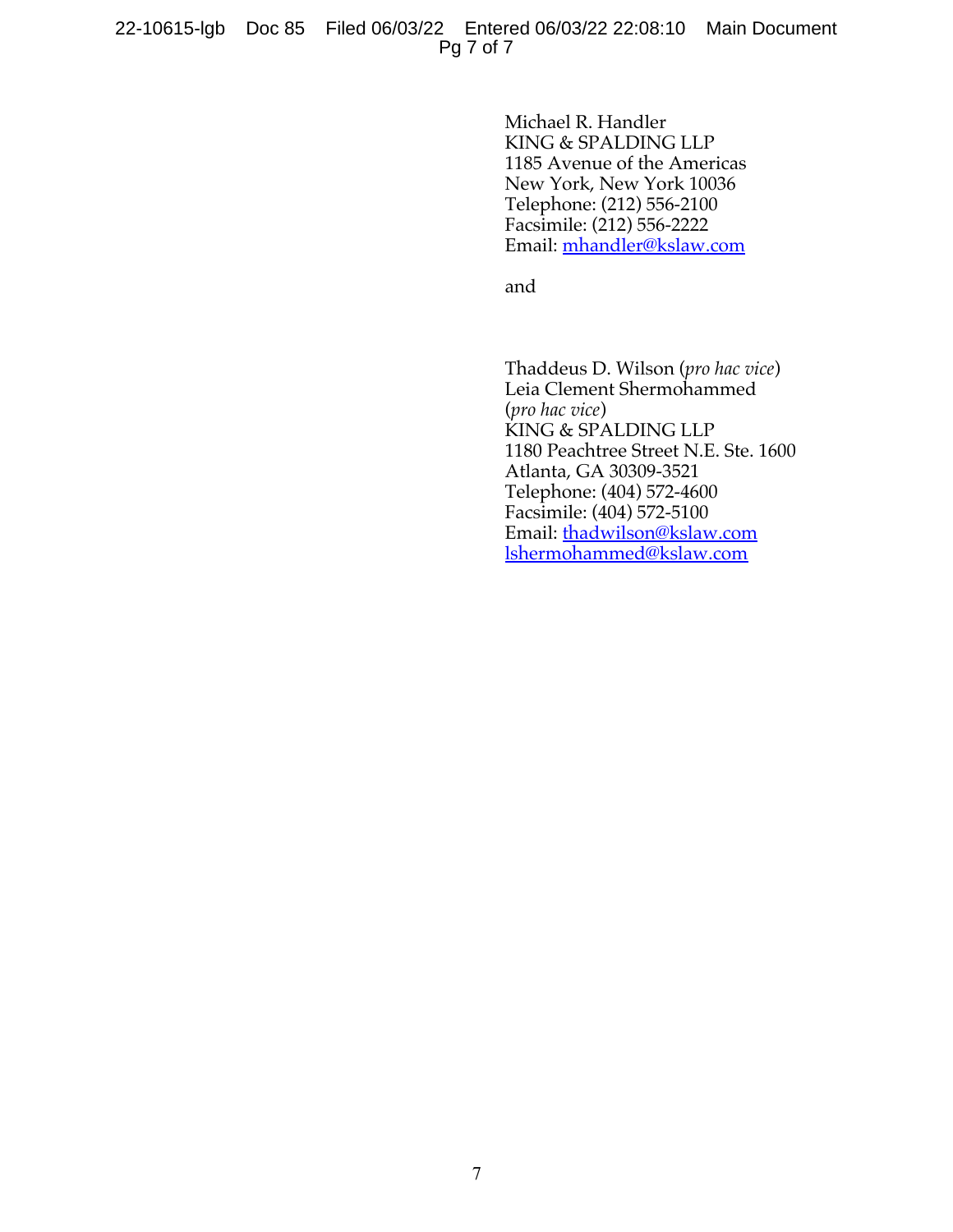Michael R. Handler
KING & SPALDING LLP
1185 Avenue of the Americas
New York, New York 10036
Telephone: (212) 556-2100
Facsimile: (212) 556-2222
Email: mhandler@kslaw.com

and

Thaddeus D. Wilson (*pro hac vice*)
Leia Clement Shermohammed
(*pro hac vice*)
KING & SPALDING LLP
1180 Peachtree Street N.E. Ste. 1600
Atlanta, GA 30309-3521
Telephone: (404) 572-4600
Facsimile: (404) 572-5100
Email: thadwilson@kslaw.com
lshermohammed@kslaw.com